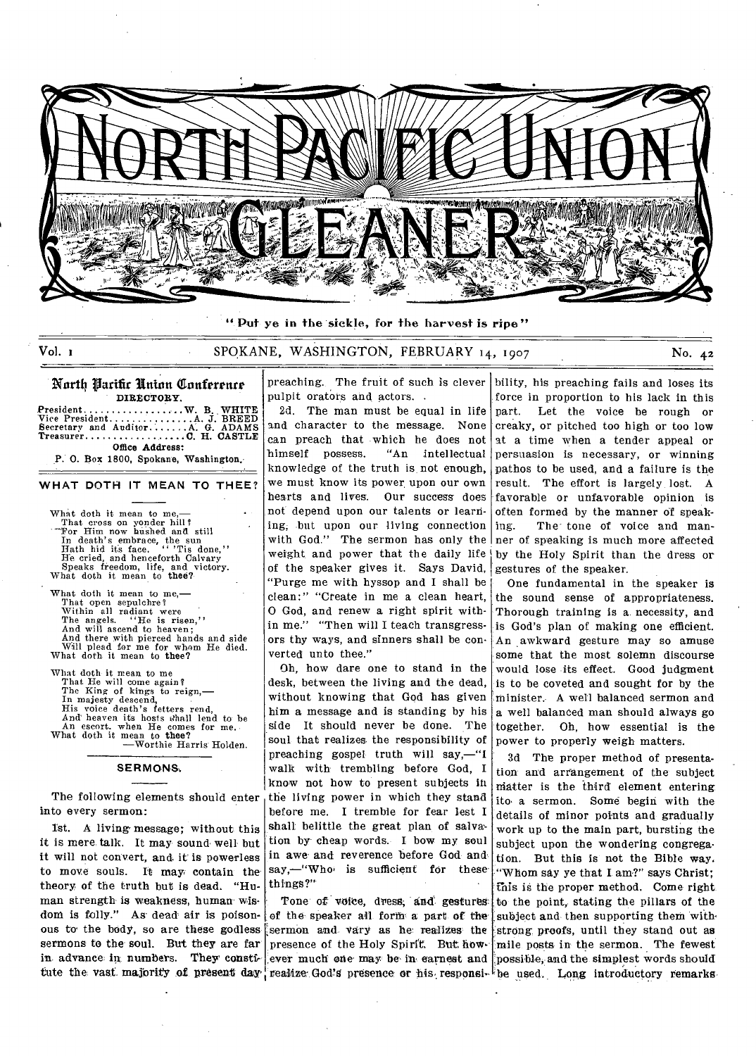# NORTH PACIFIC UNION GLEANER

"Put ye in the sickle, for the harvest is ripe"

Vol. 1 SPOKANE, WASHINGTON, FEBRUARY 14, 1907 No. 42

## North Pacific Union Conference

DIRECTORY.

President.................W. B. WHITE
Vice President..............A. J. BREED
Secretary and Auditor.......A. G. ADAMS
Treasurer.................C. H. CASTLE

Office Address:
P. O. Box 1800, Spokane, Washington.

## WHAT DOTH IT MEAN TO THEE?

What doth it mean to me,—
That cross on yonder hill?
For Him now hushed and still
In death's embrace, the sun
Hath hid its face. "'Tis done,"
He cried, and henceforth Calvary
Speaks freedom, life, and victory.
What doth it mean to **thee?**

What doth it mean to me,—
That open sepulchre?
Within all radiant were
The angels. "He is risen,"
And will ascend to heaven;
And there with pierced hands and side
Will plead for me for whom He died.
What doth it mean to **thee?**

What doth it mean to me
That He will come again?
The King of kings to reign,—
In majesty descend,
His voice death's fetters rend,
And heaven its hosts shall lend to be
An escort, when He comes for me.
What doth it mean to **thee?**

—Worthie Harris Holden.

## SERMONS.

The following elements should enter into every sermon:

1st. A living message; without this it is mere talk. It may sound well but it will not convert, and it is powerless to move souls. It may contain the theory of the truth but is dead. "Human strength is weakness, human wisdom is folly." As dead air is poisonous to the body, so are these godless sermons to the soul. But they are far in advance in numbers. They constitute the vast majority of present day preaching. The fruit of such is clever pulpit orators and actors.

2d. The man must be equal in life and character to the message. None can preach that which he does not himself possess. "An intellectual knowledge of the truth is not enough, we must know its power upon our own hearts and lives. Our success does not depend upon our talents or learning, but upon our living connection with God." The sermon has only the weight and power that the daily life of the speaker gives it. Says David, "Purge me with hyssop and I shall be clean:" "Create in me a clean heart, O God, and renew a right spirit within me." "Then will I teach transgressors thy ways, and sinners shall be converted unto thee."

Oh, how dare one to stand in the desk, between the living and the dead, without knowing that God has given him a message and is standing by his side It should never be done. The soul that realizes the responsibility of preaching gospel truth will say,—"I walk with trembling before God, I know not how to present subjects in the living power in which they stand before me. I tremble for fear lest I shall belittle the great plan of salvation by cheap words. I bow my soul in awe and reverence before God and say,—"Who is sufficient for these things?"

Tone of voice, dress, and gestures of the speaker all form a part of the sermon and vary as he realizes the presence of the Holy Spirit. But however much one may be in earnest and realize God's presence or his responsibility, his preaching fails and loses its force in proportion to his lack in this part. Let the voice be rough or creaky, or pitched too high or too low at a time when a tender appeal or persuasion is necessary, or winning pathos to be used, and a failure is the result. The effort is largely lost. A favorable or unfavorable opinion is often formed by the manner of speaking. The tone of voice and manner of speaking is much more affected by the Holy Spirit than the dress or gestures of the speaker.

One fundamental in the speaker is the sound sense of appropriateness. Thorough training is a necessity, and is God's plan of making one efficient. An awkward gesture may so amuse some that the most solemn discourse would lose its effect. Good judgment is to be coveted and sought for by the minister. A well balanced sermon and a well balanced man should always go together. Oh, how essential is the power to properly weigh matters.

3d The proper method of presentation and arrangement of the subject matter is the third element entering into a sermon. Some begin with the details of minor points and gradually work up to the main part, bursting the subject upon the wondering congregation. But this is not the Bible way. "Whom say ye that I am?" says Christ; this is the proper method. Come right to the point, stating the pillars of the subject and then supporting them with strong proofs, until they stand out as mile posts in the sermon. The fewest possible, and the simplest words should be used. Long introductory remarks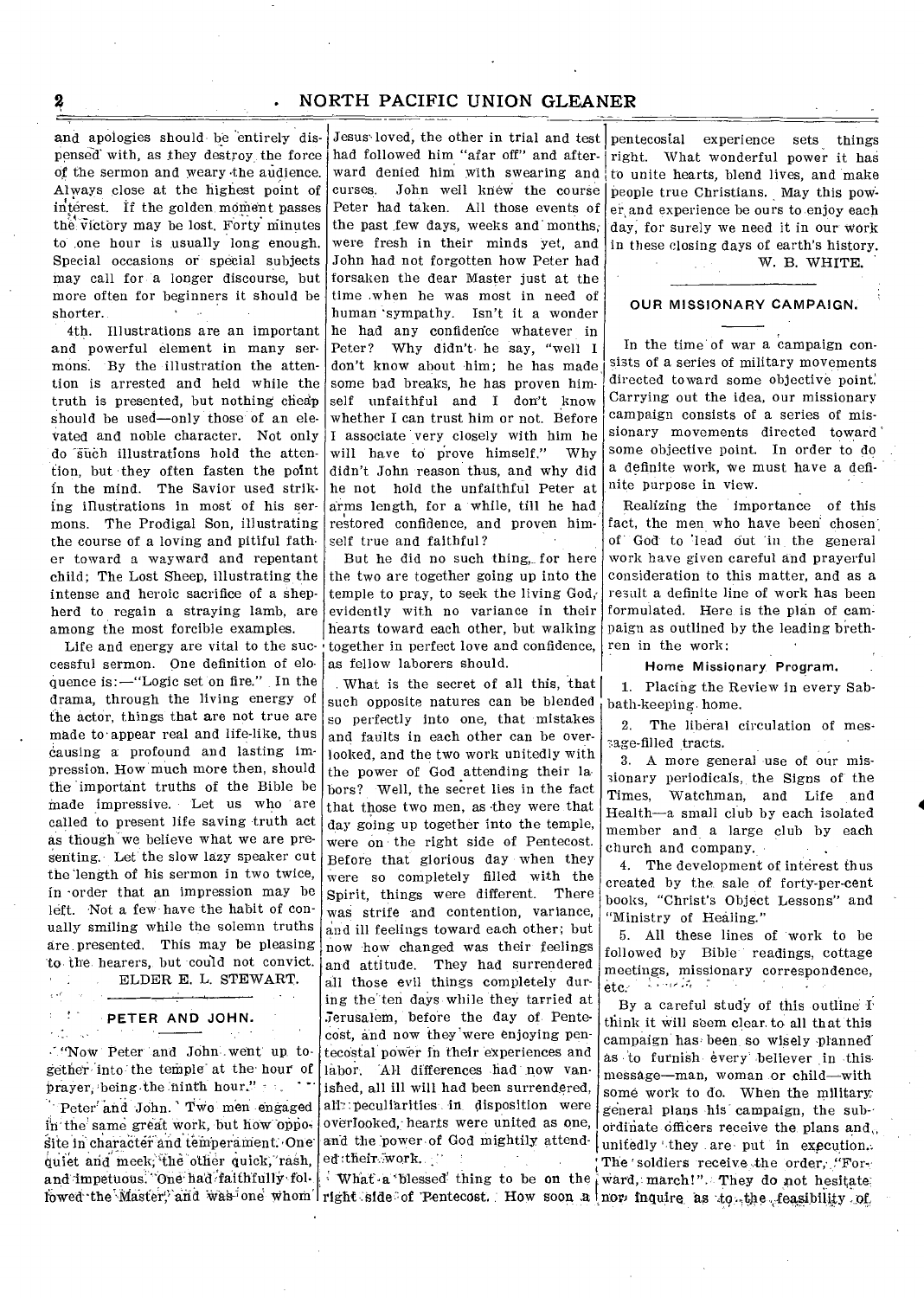and apologies should be entirely dispensed with, as they destroy the force of the sermon and weary the audience. Always close at the highest point of interest. If the golden moment passes the victory may be lost. Forty minutes to one hour is usually long enough. Special occasions or special subjects may call for a longer discourse, but more often for beginners it should be shorter.

4th. Illustrations are an important and powerful element in many sermons. By the illustration the attention is arrested and held while the truth is presented, but nothing cheap should be used—only those of an elevated and noble character. Not only do such illustrations hold the attention, but they often fasten the point in the mind. The Savior used striking illustrations in most of his sermons. The Prodigal Son, illustrating the course of a loving and pitiful father toward a wayward and repentant child; The Lost Sheep, illustrating the intense and heroic sacrifice of a shepherd to regain a straying lamb, are among the most forcible examples.

Life and energy are vital to the successful sermon. One definition of eloquence is:—"Logic set on fire." In the drama, through the living energy of the actor, things that are not true are made to appear real and life-like, thus causing a profound and lasting impression. How much more then, should the important truths of the Bible be made impressive. Let us who are called to present life saving truth act as though we believe what we are presenting. Let the slow lazy speaker cut the length of his sermon in two twice, in order that an impression may be left. Not a few have the habit of continually smiling while the solemn truths are presented. This may be pleasing to the hearers, but could not convict.

ELDER E. L. STEWART.

## PETER AND JOHN.

"Now Peter and John went up together into the temple at the hour of prayer, being the ninth hour."

Peter and John. Two men engaged in the same great work, but how opposite in character and temperament. One quiet and meek, the other quick, rash, and impetuous. One had faithfully followed the Master, and was one whom Jesus loved, the other in trial and test had followed him "afar off" and afterward denied him with swearing and curses. John well knew the course Peter had taken. All those events of the past few days, weeks and months, were fresh in their minds yet, and John had not forgotten how Peter had forsaken the dear Master just at the time when he was most in need of human sympathy. Isn't it a wonder he had any confidence whatever in Peter? Why didn't he say, "well I don't know about him; he has made some bad breaks, he has proven himself unfaithful and I don't know whether I can trust him or not. Before I associate very closely with him he will have to prove himself." Why didn't John reason thus, and why did he not hold the unfaithful Peter at arms length, for a while, till he had restored confidence, and proven himself true and faithful?

But he did no such thing, for here the two are together going up into the temple to pray, to seek the living God, evidently with no variance in their hearts toward each other, but walking together in perfect love and confidence, as fellow laborers should.

What is the secret of all this, that such opposite natures can be blended so perfectly into one, that mistakes and faults in each other can be overlooked, and the two work unitedly with the power of God attending their labors? Well, the secret lies in the fact that those two men, as they were that day going up together into the temple, were on the right side of Pentecost. Before that glorious day when they were so completely filled with the Spirit, things were different. There was strife and contention, variance, and ill feelings toward each other; but now how changed was their feelings and attitude. They had surrendered all those evil things completely during the ten days while they tarried at Jerusalem, before the day of Pentecost, and now they were enjoying pentecostal power in their experiences and labor. All differences had now vanished, all ill will had been surrendered, all peculiarities in disposition were overlooked, hearts were united as one, and the power of God mightily attended their work.

What a blessed thing to be on the right side of Pentecost. How soon a pentecostal experience sets things right. What wonderful power it has to unite hearts, blend lives, and make people true Christians. May this power and experience be ours to enjoy each day, for surely we need it in our work in these closing days of earth's history.

W. B. WHITE.

## OUR MISSIONARY CAMPAIGN.

In the time of war a campaign consists of a series of military movements directed toward some objective point. Carrying out the idea, our missionary campaign consists of a series of missionary movements directed toward some objective point. In order to do a definite work, we must have a definite purpose in view.

Realizing the importance of this fact, the men who have been chosen of God to lead out in the general work have given careful and prayerful consideration to this matter, and as a result a definite line of work has been formulated. Here is the plan of campaign as outlined by the leading brethren in the work:

### Home Missionary Program.

1. Placing the Review in every Sabbath-keeping home.

2. The liberal circulation of message-filled tracts.

3. A more general use of our missionary periodicals, the Signs of the Times, Watchman, and Life and Health—a small club by each isolated member and a large club by each church and company.

4. The development of interest thus created by the sale of forty-per-cent books, "Christ's Object Lessons" and "Ministry of Healing."

5. All these lines of work to be followed by Bible readings, cottage meetings, missionary correspondence, etc.

By a careful study of this outline I think it will seem clear to all that this campaign has been so wisely planned as to furnish every believer in this message—man, woman or child—with some work to do. When the military general plans his campaign, the subordinate officers receive the plans and, unitedly they are put in execution. The soldiers receive the order, "Forward, march!" They do not hesitate nor inquire as to the feasibility of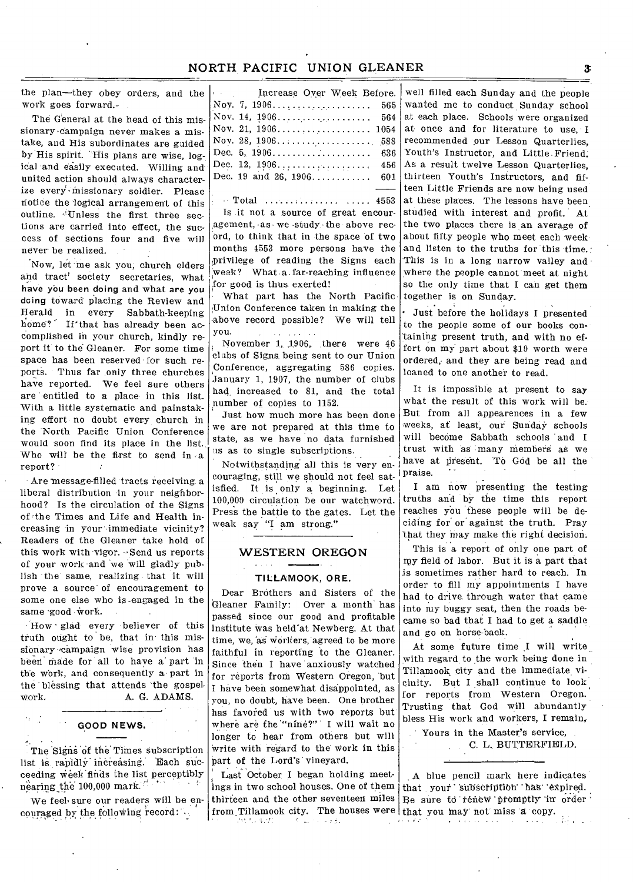the plan—they obey orders, and the work goes forward.

The General at the head of this missionary campaign never makes a mistake, and His subordinates are guided by His spirit. His plans are wise, logical and easily executed. Willing and united action should always characterize every missionary soldier. Please notice the logical arrangement of this outline. Unless the first three sections are carried into effect, the success of sections four and five will never be realized.

Now, let me ask you, church elders and tract society secretaries, what have you been doing and what are you doing toward placing the Review and Herald in every Sabbath-keeping home? If that has already been accomplished in your church, kindly report it to the Gleaner. For some time space has been reserved for such reports. Thus far only three churches have reported. We feel sure others are entitled to a place in this list. With a little systematic and painstaking effort no doubt every church in the North Pacific Union Conference would soon find its place in the list. Who will be the first to send in a report?

Are message-filled tracts receiving a liberal distribution in your neighborhood? Is the circulation of the Signs of the Times and Life and Health increasing in your immediate vicinity? Readers of the Gleaner take hold of this work with vigor. Send us reports of your work and we will gladly publish the same, realizing that it will prove a source of encouragement to some one else who is engaged in the same good work.

How glad every believer of this truth ought to be, that in this missionary campaign wise provision has been made for all to have a part in the work, and consequently a part in the blessing that attends the gospel work.

A. G. ADAMS.

### GOOD NEWS.

The Signs of the Times subscription list is rapidly increasing. Each succeeding week finds the list perceptibly nearing the 100,000 mark.

We feel sure our readers will be encouraged by the following record:

| | Increase Over Week Before. |
|---|---|
| Nov. 7, 1906 | 565 |
| Nov. 14, 1906 | 564 |
| Nov. 21, 1906 | 1054 |
| Nov. 28, 1906 | 588 |
| Dec. 5, 1906 | 636 |
| Dec. 12, 1906 | 456 |
| Dec. 19 and 26, 1906 | 601 |
| Total | 4553 |

Is it not a source of great encouragement, as we study the above record, to think that in the space of two months 4553 more persons have the privilege of reading the Signs each week? What a far-reaching influence for good is thus exerted!

What part has the North Pacific Union Conference taken in making the above record possible? We will tell you.

November 1, 1906, there were 46 clubs of Signs being sent to our Union Conference, aggregating 586 copies. January 1, 1907, the number of clubs had increased to 81, and the total number of copies to 1152.

Just how much more has been done we are not prepared at this time to state, as we have no data furnished us as to single subscriptions.

Notwithstanding all this is very encouraging, still we should not feel satisfied. It is only a beginning. Let 100,000 circulation be our watchword. Press the battle to the gates. Let the weak say "I am strong."

## WESTERN OREGON

### TILLAMOOK, ORE.

Dear Brothers and Sisters of the Gleaner Family: Over a month has passed since our good and profitable institute was held at Newberg. At that time, we, as workers, agreed to be more faithful in reporting to the Gleaner. Since then I have anxiously watched for reports from Western Oregon, but I have been somewhat disappointed, as you, no doubt, have been. One brother has favored us with two reports but where are the "nine?" I will wait no longer to hear from others but will write with regard to the work in this part of the Lord's vineyard.

Last October I began holding meetings in two school houses. One of them thirteen and the other seventeen miles from Tillamook city. The houses were well filled each Sunday and the people wanted me to conduct Sunday school at each place. Schools were organized at once and for literature to use, I recommended our Lesson Quarterlies, Youth's Instructor, and Little Friend. As a result twelve Lesson Quarterlies, thirteen Youth's Instructors, and fifteen Little Friends are now being used at these places. The lessons have been studied with interest and profit. At the two places there is an average of about fifty people who meet each week and listen to the truths for this time. This is in a long narrow valley and where the people cannot meet at night so the only time that I can get them together is on Sunday.

Just before the holidays I presented to the people some of our books containing present truth, and with no effort on my part about $10 worth were ordered, and they are being read and loaned to one another to read.

It is impossible at present to say what the result of this work will be. But from all appearences in a few weeks, at least, our Sunday schools will become Sabbath schools and I trust with as many members as we have at present. To God be all the praise.

I am now presenting the testing truths and by the time this report reaches you these people will be deciding for or against the truth. Pray that they may make the right decision.

This is a report of only one part of my field of labor. But it is a part that is sometimes rather hard to reach. In order to fill my appointments I have had to drive through water that came into my buggy seat, then the roads became so bad that I had to get a saddle and go on horse-back.

At some future time I will write with regard to the work being done in Tillamook city and the immediate vicinity. But I shall continue to look for reports from Western Oregon. Trusting that God will abundantly bless His work and workers, I remain,

Yours in the Master's service,

C. L. BUTTERFIELD.

---

A blue pencil mark here indicates that your subscription has expired. Be sure to renew promptly in order that you may not miss a copy.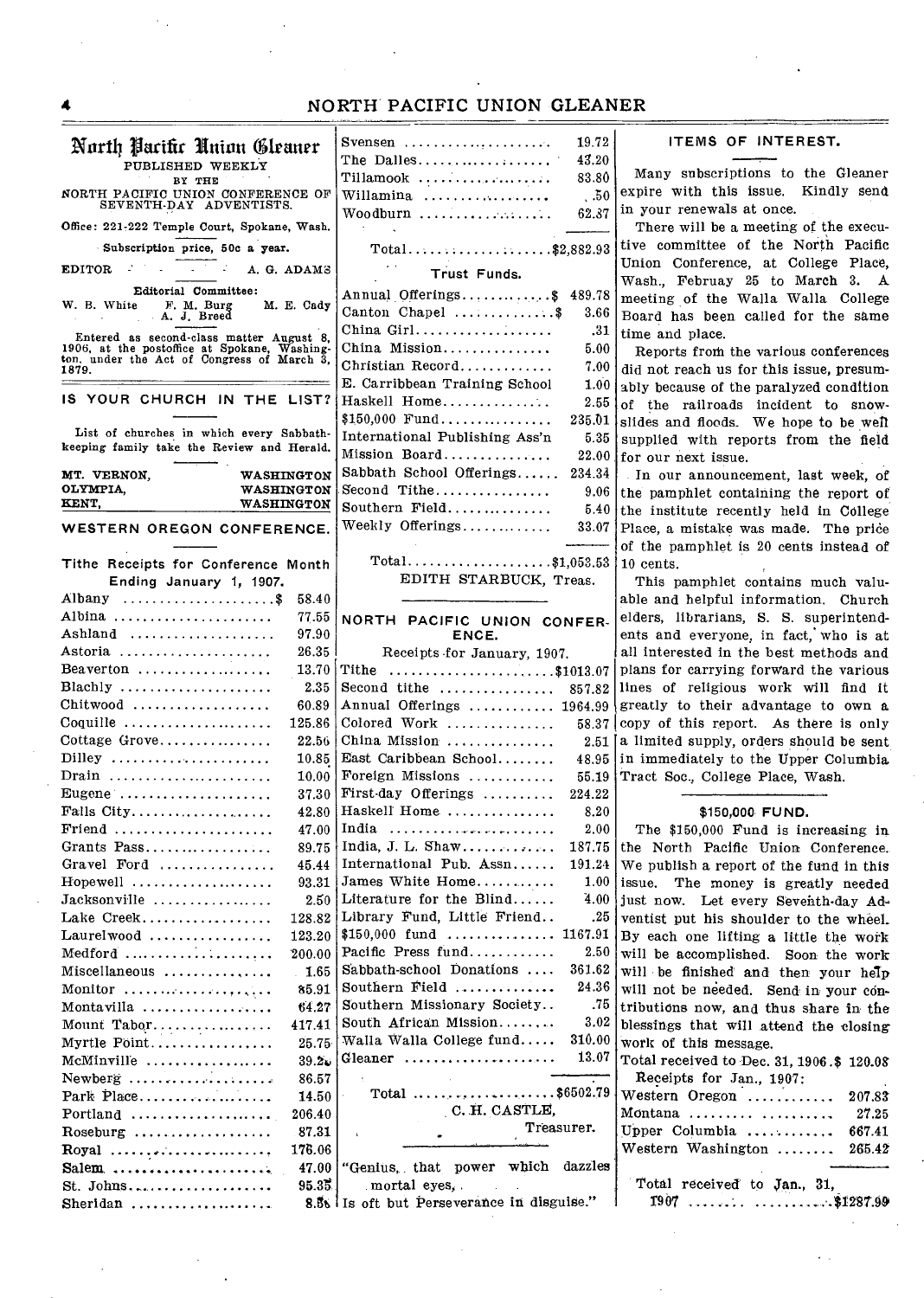# North Pacific Union Gleaner

PUBLISHED WEEKLY

BY THE

NORTH PACIFIC UNION CONFERENCE OF SEVENTH-DAY ADVENTISTS.

Office: 221-222 Temple Court, Spokane, Wash.

Subscription price, 50c a year.

EDITOR A. G. ADAMS

Editorial Committee:

W. B. White F. M. Burg M. E. Cady A. J. Breed

Entered as second-class matter August 8, 1906, at the postoffice at Spokane, Washington, under the Act of Congress of March 3, 1879.

## IS YOUR CHURCH IN THE LIST?

List of churches in which every Sabbath-keeping family take the Review and Herald.

| | |
|---|---|
| MT. VERNON, | WASHINGTON |
| OLYMPIA, | WASHINGTON |
| KENT, | WASHINGTON |

## WESTERN OREGON CONFERENCE.

Tithe Receipts for Conference Month Ending January 1, 1907.

| | |
|---|---|
| Albany | $ 58.40 |
| Albina | 77.55 |
| Ashland | 97.90 |
| Astoria | 26.35 |
| Beaverton | 13.70 |
| Blachly | 2.35 |
| Chitwood | 60.89 |
| Coquille | 125.86 |
| Cottage Grove | 22.56 |
| Dilley | 10.85 |
| Drain | 10.00 |
| Eugene | 37.30 |
| Falls City | 42.80 |
| Friend | 47.00 |
| Grants Pass | 89.75 |
| Gravel Ford | 45.44 |
| Hopewell | 93.31 |
| Jacksonville | 2.50 |
| Lake Creek | 128.82 |
| Laurelwood | 123.20 |
| Medford | 200.00 |
| Miscellaneous | 1.65 |
| Monitor | 85.91 |
| Montavilla | 64.27 |
| Mount Tabor | 417.41 |
| Myrtle Point | 25.75 |
| McMinville | 39.2_ |
| Newberg | 86.57 |
| Park Place | 14.50 |
| Portland | 206.40 |
| Roseburg | 87.31 |
| Royal | 176.06 |
| Salem | 47.00 |
| St. Johns | 95.35 |
| Sheridan | 8.56 |
| Svensen | 19.72 |
| The Dalles | 43.20 |
| Tillamook | 83.80 |
| Willamina | .50 |
| Woodburn | 62.37 |
| Total | $2,882.93 |

### Trust Funds.

| | |
|---|---|
| Annual Offerings | $ 489.78 |
| Canton Chapel | $ 3.66 |
| China Girl | .31 |
| China Mission | 5.00 |
| Christian Record | 7.00 |
| E. Carribbean Training School | 1.00 |
| Haskell Home | 2.55 |
| $150,000 Fund | 235.01 |
| International Publishing Ass'n | 5.35 |
| Mission Board | 22.00 |
| Sabbath School Offerings | 234.34 |
| Second Tithe | 9.06 |
| Southern Field | 5.40 |
| Weekly Offerings | 33.07 |
| Total | $1,053.53 |

EDITH STARBUCK, Treas.

## NORTH PACIFIC UNION CONFERENCE.

Receipts for January, 1907.

| | |
|---|---|
| Tithe | $1013.07 |
| Second tithe | 857.82 |
| Annual Offerings | 1964.99 |
| Colored Work | 58.37 |
| China Mission | 2.51 |
| East Caribbean School | 48.95 |
| Foreign Missions | 55.19 |
| First-day Offerings | 224.22 |
| Haskell Home | 8.20 |
| India | 2.00 |
| India, J. L. Shaw | 187.75 |
| International Pub. Assn | 191.24 |
| James White Home | 1.00 |
| Literature for the Blind | 4.00 |
| Library Fund, Little Friend | .25 |
| $150,000 fund | 1167.91 |
| Pacific Press fund | 2.50 |
| Sabbath-school Donations | 361.62 |
| Southern Field | 24.36 |
| Southern Missionary Society | .75 |
| South African Mission | 3.02 |
| Walla Walla College fund | 310.00 |
| Gleaner | 13.07 |
| Total | $6502.79 |

C. H. CASTLE, Treasurer.

"Genius, that power which dazzles mortal eyes,
Is oft but Perseverance in disguise."

## ITEMS OF INTEREST.

Many subscriptions to the Gleaner expire with this issue. Kindly send in your renewals at once.

There will be a meeting of the executive committee of the North Pacific Union Conference, at College Place, Wash., Februay 25 to March 3. A meeting of the Walla Walla College Board has been called for the same time and place.

Reports from the various conferences did not reach us for this issue, presumably because of the paralyzed condition of the railroads incident to snowslides and floods. We hope to be well supplied with reports from the field for our next issue.

In our announcement, last week, of the pamphlet containing the report of the institute recently held in College Place, a mistake was made. The price of the pamphlet is 20 cents instead of 10 cents.

This pamphlet contains much valuable and helpful information. Church elders, librarians, S. S. superintendents and everyone, in fact, who is at all interested in the best methods and plans for carrying forward the various lines of religious work will find it greatly to their advantage to own a copy of this report. As there is only a limited supply, orders should be sent in immediately to the Upper Columbia Tract Soc., College Place, Wash.

## $150,000 FUND.

The $150,000 Fund is increasing in the North Pacific Union Conference. We publish a report of the fund in this issue. The money is greatly needed just now. Let every Seventh-day Adventist put his shoulder to the wheel. By each one lifting a little the work will be accomplished. Soon the work will be finished and then your help will not be needed. Send in your contributions now, and thus share in the blessings that will attend the closing work of this message.

| | |
|---|---|
| Total received to Dec. 31, 1906 | $ 120.08 |
| Receipts for Jan., 1907: | |
| Western Oregon | 207.83 |
| Montana | 27.25 |
| Upper Columbia | 667.41 |
| Western Washington | 265.42 |
| Total received to Jan., 31, 1907 | $1287.99 |